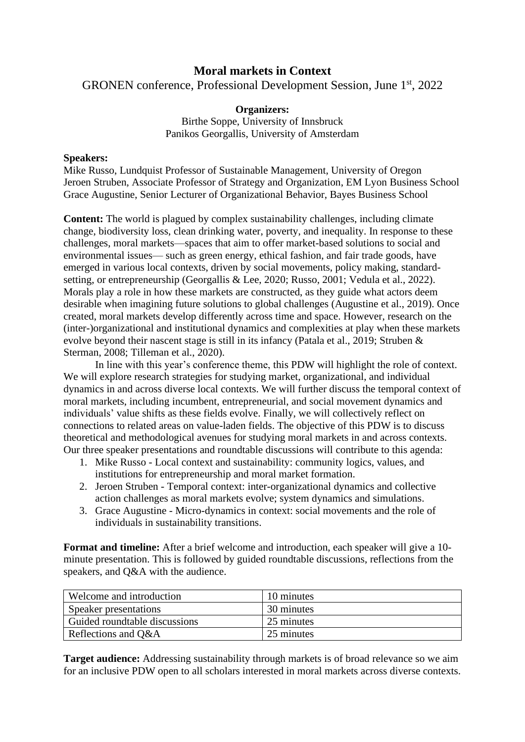# Moral markets in Context

GRONEN conference, Professional Development Session, June 1st, 2022

**Organizers:**
Birthe Soppe, University of Innsbruck
Panikos Georgallis, University of Amsterdam

**Speakers:**
Mike Russo, Lundquist Professor of Sustainable Management, University of Oregon
Jeroen Struben, Associate Professor of Strategy and Organization, EM Lyon Business School
Grace Augustine, Senior Lecturer of Organizational Behavior, Bayes Business School

**Content:** The world is plagued by complex sustainability challenges, including climate change, biodiversity loss, clean drinking water, poverty, and inequality. In response to these challenges, moral markets—spaces that aim to offer market-based solutions to social and environmental issues— such as green energy, ethical fashion, and fair trade goods, have emerged in various local contexts, driven by social movements, policy making, standard-setting, or entrepreneurship (Georgallis & Lee, 2020; Russo, 2001; Vedula et al., 2022). Morals play a role in how these markets are constructed, as they guide what actors deem desirable when imagining future solutions to global challenges (Augustine et al., 2019). Once created, moral markets develop differently across time and space. However, research on the (inter-)organizational and institutional dynamics and complexities at play when these markets evolve beyond their nascent stage is still in its infancy (Patala et al., 2019; Struben & Sterman, 2008; Tilleman et al., 2020).

In line with this year's conference theme, this PDW will highlight the role of context. We will explore research strategies for studying market, organizational, and individual dynamics in and across diverse local contexts. We will further discuss the temporal context of moral markets, including incumbent, entrepreneurial, and social movement dynamics and individuals' value shifts as these fields evolve. Finally, we will collectively reflect on connections to related areas on value-laden fields. The objective of this PDW is to discuss theoretical and methodological avenues for studying moral markets in and across contexts. Our three speaker presentations and roundtable discussions will contribute to this agenda:

1. Mike Russo - Local context and sustainability: community logics, values, and institutions for entrepreneurship and moral market formation.
2. Jeroen Struben - Temporal context: inter-organizational dynamics and collective action challenges as moral markets evolve; system dynamics and simulations.
3. Grace Augustine - Micro-dynamics in context: social movements and the role of individuals in sustainability transitions.

**Format and timeline:** After a brief welcome and introduction, each speaker will give a 10-minute presentation. This is followed by guided roundtable discussions, reflections from the speakers, and Q&A with the audience.

| Welcome and introduction | 10 minutes |
|---|---|
| Speaker presentations | 30 minutes |
| Guided roundtable discussions | 25 minutes |
| Reflections and Q&A | 25 minutes |

**Target audience:** Addressing sustainability through markets is of broad relevance so we aim for an inclusive PDW open to all scholars interested in moral markets across diverse contexts.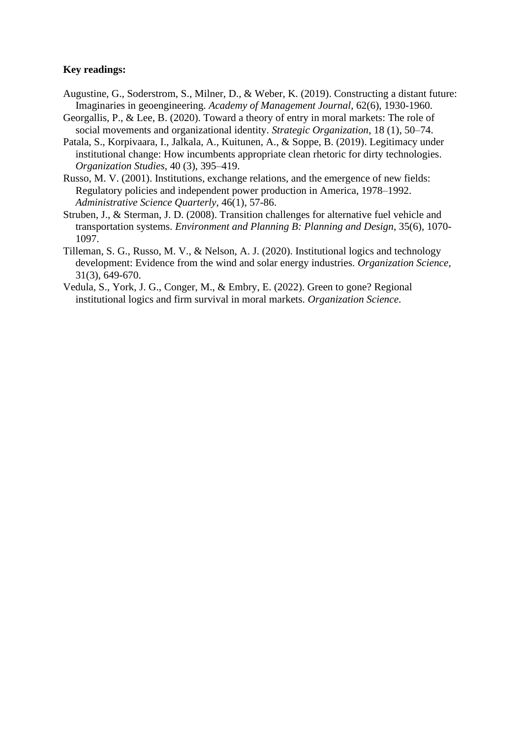**Key readings:**

Augustine, G., Soderstrom, S., Milner, D., & Weber, K. (2019). Constructing a distant future: Imaginaries in geoengineering. *Academy of Management Journal*, 62(6), 1930-1960.

Georgallis, P., & Lee, B. (2020). Toward a theory of entry in moral markets: The role of social movements and organizational identity. *Strategic Organization*, 18 (1), 50–74.

Patala, S., Korpivaara, I., Jalkala, A., Kuitunen, A., & Soppe, B. (2019). Legitimacy under institutional change: How incumbents appropriate clean rhetoric for dirty technologies. *Organization Studies*, 40 (3), 395–419.

Russo, M. V. (2001). Institutions, exchange relations, and the emergence of new fields: Regulatory policies and independent power production in America, 1978–1992. *Administrative Science Quarterly*, 46(1), 57-86.

Struben, J., & Sterman, J. D. (2008). Transition challenges for alternative fuel vehicle and transportation systems. *Environment and Planning B: Planning and Design*, 35(6), 1070-1097.

Tilleman, S. G., Russo, M. V., & Nelson, A. J. (2020). Institutional logics and technology development: Evidence from the wind and solar energy industries. *Organization Science*, 31(3), 649-670.

Vedula, S., York, J. G., Conger, M., & Embry, E. (2022). Green to gone? Regional institutional logics and firm survival in moral markets. *Organization Science*.